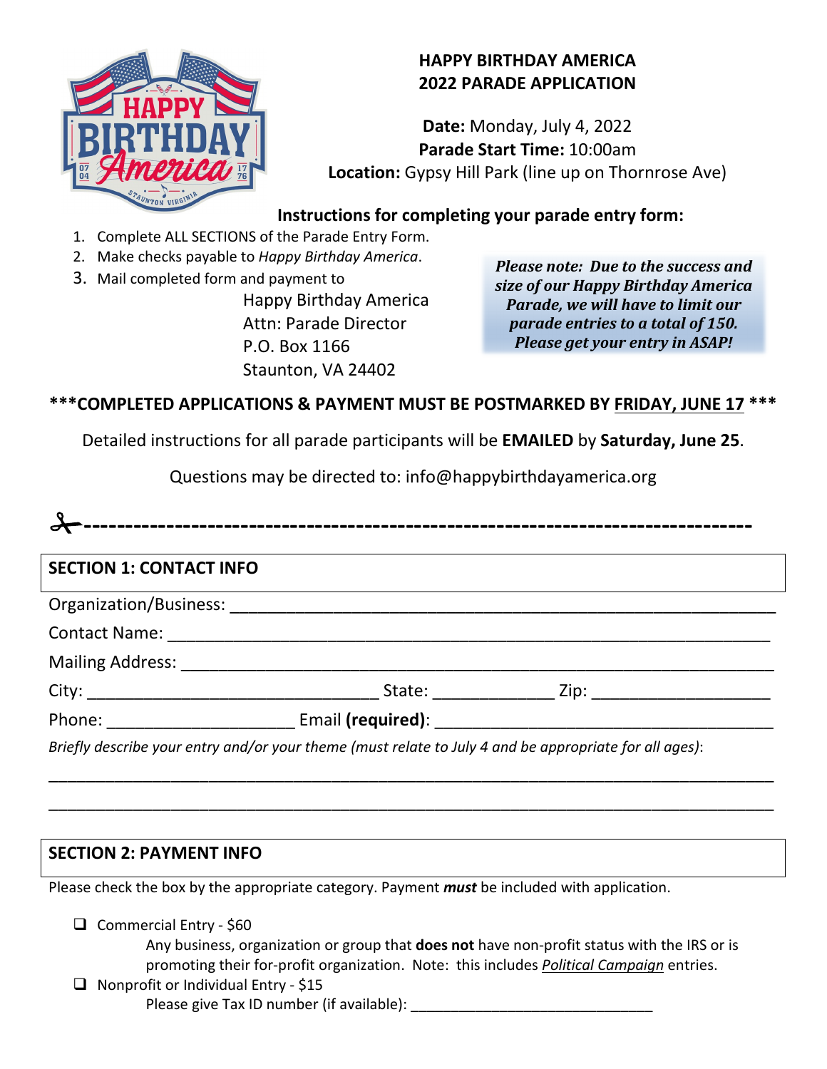# HAPPY BIRTHDAY AMERICA
# 2022 PARADE APPLICATION

**Date:** Monday, July 4, 2022
**Parade Start Time:** 10:00am
**Location:** Gypsy Hill Park (line up on Thornrose Ave)

## Instructions for completing your parade entry form:

1. Complete ALL SECTIONS of the Parade Entry Form.
2. Make checks payable to *Happy Birthday America*.
3. Mail completed form and payment to
   Happy Birthday America
   Attn: Parade Director
   P.O. Box 1166
   Staunton, VA 24402

***Please note: Due to the success and size of our Happy Birthday America Parade, we will have to limit our parade entries to a total of 150. Please get your entry in ASAP!***

**\*\*\*COMPLETED APPLICATIONS & PAYMENT MUST BE POSTMARKED BY FRIDAY, JUNE 17 \*\*\***

Detailed instructions for all parade participants will be **EMAILED** by **Saturday, June 25**.

Questions may be directed to: info@happybirthdayamerica.org

✂------------------------------------------------------------------------

## SECTION 1: CONTACT INFO

Organization/Business: ______________________________________________

Contact Name: ______________________________________________

Mailing Address: ______________________________________________

City: ______________________ State: __________ Zip: ______________

Phone: ______________ Email **(required)**: ______________________________

*Briefly describe your entry and/or your theme (must relate to July 4 and be appropriate for all ages)*:

______________________________________________________________________

______________________________________________________________________

## SECTION 2: PAYMENT INFO

Please check the box by the appropriate category. Payment ***must*** be included with application.

- ☐ Commercial Entry - $60
  Any business, organization or group that **does not** have non-profit status with the IRS or is promoting their for-profit organization. Note: this includes *Political Campaign* entries.
- ☐ Nonprofit or Individual Entry - $15
  Please give Tax ID number (if available): ______________________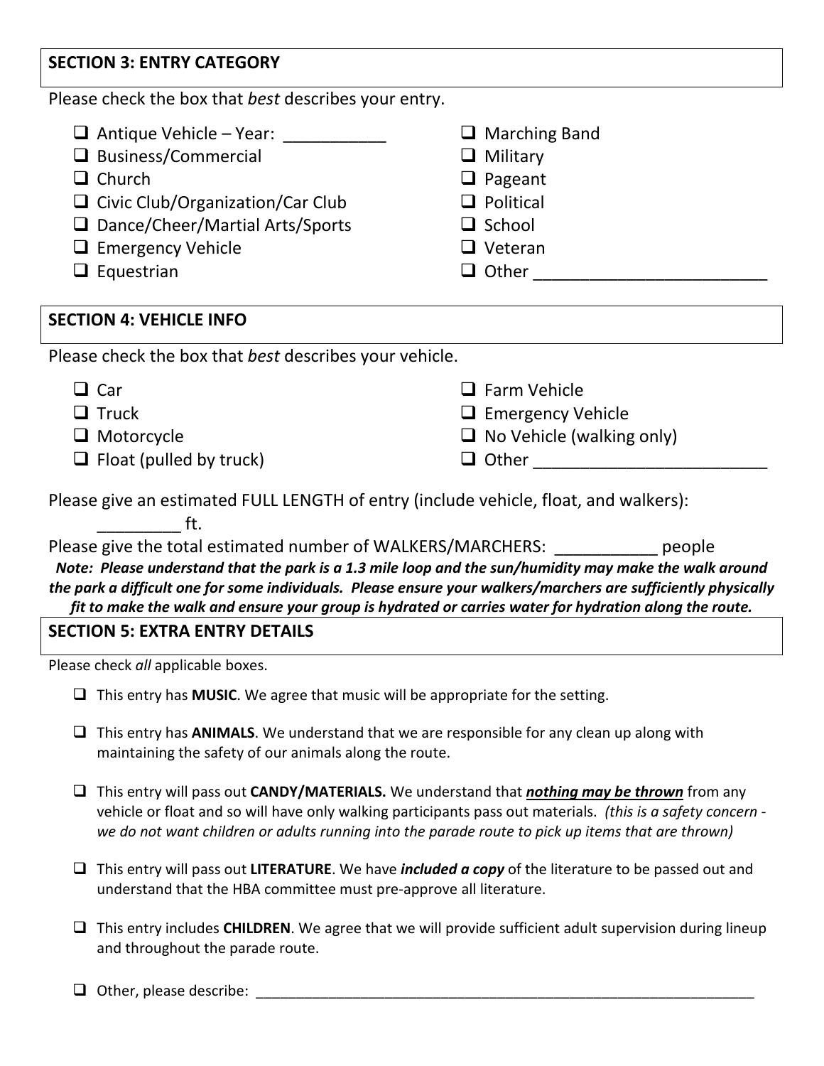## SECTION 3: ENTRY CATEGORY

Please check the box that *best* describes your entry.

- ❑ Antique Vehicle – Year: ___________
- ❑ Business/Commercial
- ❑ Church
- ❑ Civic Club/Organization/Car Club
- ❑ Dance/Cheer/Martial Arts/Sports
- ❑ Emergency Vehicle
- ❑ Equestrian
- ❑ Marching Band
- ❑ Military
- ❑ Pageant
- ❑ Political
- ❑ School
- ❑ Veteran
- ❑ Other _________________________

## SECTION 4: VEHICLE INFO

Please check the box that *best* describes your vehicle.

- ❑ Car
- ❑ Truck
- ❑ Motorcycle
- ❑ Float (pulled by truck)
- ❑ Farm Vehicle
- ❑ Emergency Vehicle
- ❑ No Vehicle (walking only)
- ❑ Other _________________________

Please give an estimated FULL LENGTH of entry (include vehicle, float, and walkers): _________ ft.

Please give the total estimated number of WALKERS/MARCHERS: ___________ people

***Note: Please understand that the park is a 1.3 mile loop and the sun/humidity may make the walk around the park a difficult one for some individuals. Please ensure your walkers/marchers are sufficiently physically fit to make the walk and ensure your group is hydrated or carries water for hydration along the route.***

## SECTION 5: EXTRA ENTRY DETAILS

Please check *all* applicable boxes.

- ❑ This entry has **MUSIC**. We agree that music will be appropriate for the setting.
- ❑ This entry has **ANIMALS**. We understand that we are responsible for any clean up along with maintaining the safety of our animals along the route.
- ❑ This entry will pass out **CANDY/MATERIALS.** We understand that ***nothing may be thrown*** from any vehicle or float and so will have only walking participants pass out materials. *(this is a safety concern - we do not want children or adults running into the parade route to pick up items that are thrown)*
- ❑ This entry will pass out **LITERATURE**. We have ***included a copy*** of the literature to be passed out and understand that the HBA committee must pre-approve all literature.
- ❑ This entry includes **CHILDREN**. We agree that we will provide sufficient adult supervision during lineup and throughout the parade route.
- ❑ Other, please describe: _________________________________________________________________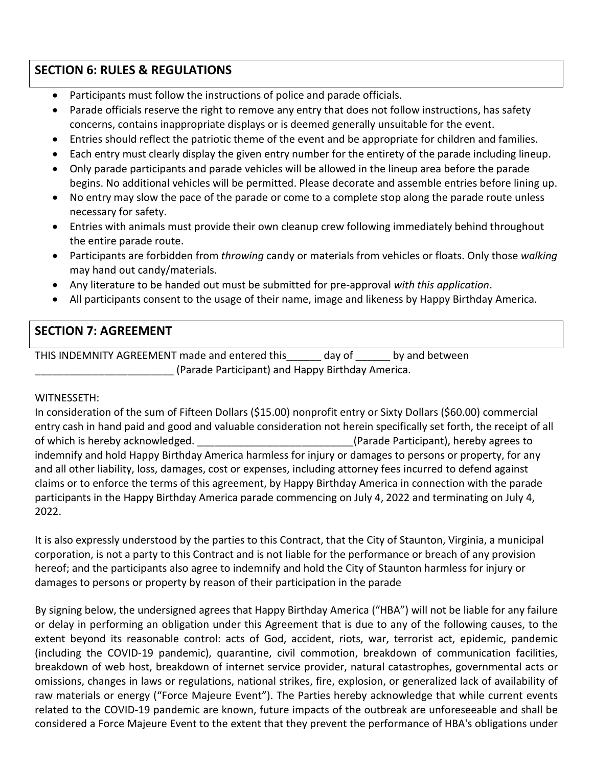## SECTION 6: RULES & REGULATIONS

- Participants must follow the instructions of police and parade officials.
- Parade officials reserve the right to remove any entry that does not follow instructions, has safety concerns, contains inappropriate displays or is deemed generally unsuitable for the event.
- Entries should reflect the patriotic theme of the event and be appropriate for children and families.
- Each entry must clearly display the given entry number for the entirety of the parade including lineup.
- Only parade participants and parade vehicles will be allowed in the lineup area before the parade begins. No additional vehicles will be permitted. Please decorate and assemble entries before lining up.
- No entry may slow the pace of the parade or come to a complete stop along the parade route unless necessary for safety.
- Entries with animals must provide their own cleanup crew following immediately behind throughout the entire parade route.
- Participants are forbidden from *throwing* candy or materials from vehicles or floats. Only those *walking* may hand out candy/materials.
- Any literature to be handed out must be submitted for pre-approval *with this application*.
- All participants consent to the usage of their name, image and likeness by Happy Birthday America.

## SECTION 7: AGREEMENT

THIS INDEMNITY AGREEMENT made and entered this______ day of ______ by and between ________________________ (Parade Participant) and Happy Birthday America.

WITNESSETH:

In consideration of the sum of Fifteen Dollars ($15.00) nonprofit entry or Sixty Dollars ($60.00) commercial entry cash in hand paid and good and valuable consideration not herein specifically set forth, the receipt of all of which is hereby acknowledged. ___________________________(Parade Participant), hereby agrees to indemnify and hold Happy Birthday America harmless for injury or damages to persons or property, for any and all other liability, loss, damages, cost or expenses, including attorney fees incurred to defend against claims or to enforce the terms of this agreement, by Happy Birthday America in connection with the parade participants in the Happy Birthday America parade commencing on July 4, 2022 and terminating on July 4, 2022.

It is also expressly understood by the parties to this Contract, that the City of Staunton, Virginia, a municipal corporation, is not a party to this Contract and is not liable for the performance or breach of any provision hereof; and the participants also agree to indemnify and hold the City of Staunton harmless for injury or damages to persons or property by reason of their participation in the parade

By signing below, the undersigned agrees that Happy Birthday America ("HBA") will not be liable for any failure or delay in performing an obligation under this Agreement that is due to any of the following causes, to the extent beyond its reasonable control: acts of God, accident, riots, war, terrorist act, epidemic, pandemic (including the COVID-19 pandemic), quarantine, civil commotion, breakdown of communication facilities, breakdown of web host, breakdown of internet service provider, natural catastrophes, governmental acts or omissions, changes in laws or regulations, national strikes, fire, explosion, or generalized lack of availability of raw materials or energy ("Force Majeure Event"). The Parties hereby acknowledge that while current events related to the COVID-19 pandemic are known, future impacts of the outbreak are unforeseeable and shall be considered a Force Majeure Event to the extent that they prevent the performance of HBA's obligations under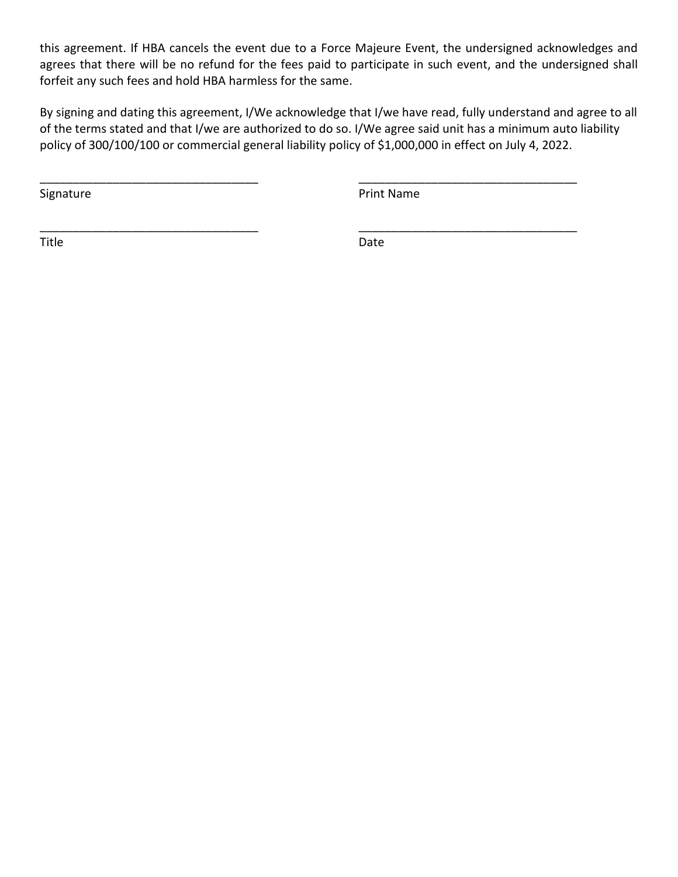this agreement. If HBA cancels the event due to a Force Majeure Event, the undersigned acknowledges and agrees that there will be no refund for the fees paid to participate in such event, and the undersigned shall forfeit any such fees and hold HBA harmless for the same.

By signing and dating this agreement, I/We acknowledge that I/we have read, fully understand and agree to all of the terms stated and that I/we are authorized to do so. I/We agree said unit has a minimum auto liability policy of 300/100/100 or commercial general liability policy of $1,000,000 in effect on July 4, 2022.

| | |
|---|---|
| _________________________________ | _________________________________ |
| Signature | Print Name |
| _________________________________ | _________________________________ |
| Title | Date |